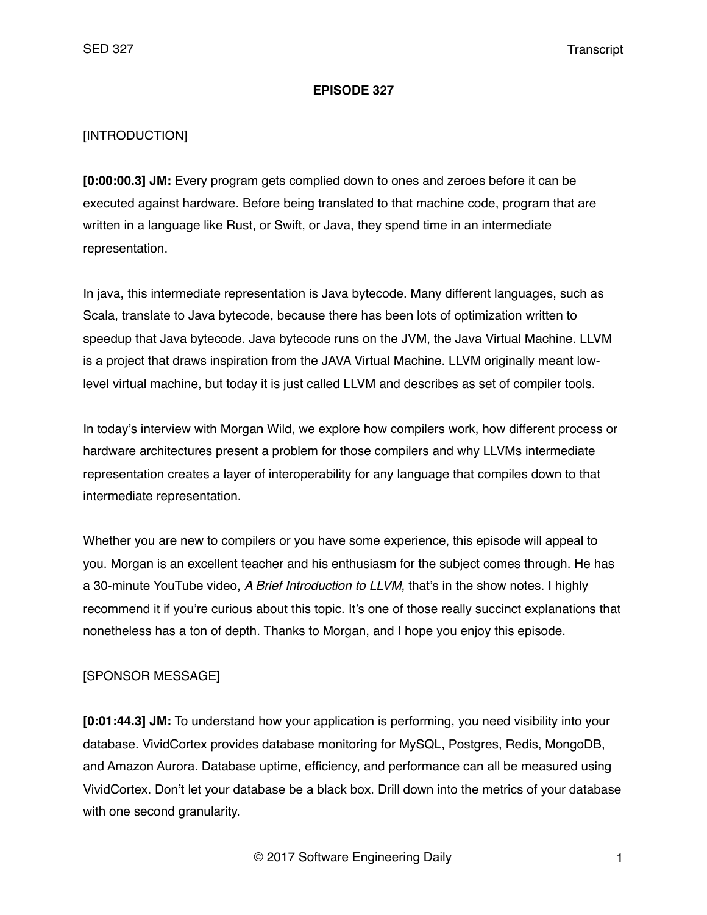**EPISODE 327**

[INTRODUCTION]

**[0:00:00.3] JM:** Every program gets complied down to ones and zeroes before it can be executed against hardware. Before being translated to that machine code, program that are written in a language like Rust, or Swift, or Java, they spend time in an intermediate representation.

In java, this intermediate representation is Java bytecode. Many different languages, such as Scala, translate to Java bytecode, because there has been lots of optimization written to speedup that Java bytecode. Java bytecode runs on the JVM, the Java Virtual Machine. LLVM is a project that draws inspiration from the JAVA Virtual Machine. LLVM originally meant low-level virtual machine, but today it is just called LLVM and describes as set of compiler tools.

In today's interview with Morgan Wild, we explore how compilers work, how different process or hardware architectures present a problem for those compilers and why LLVMs intermediate representation creates a layer of interoperability for any language that compiles down to that intermediate representation.

Whether you are new to compilers or you have some experience, this episode will appeal to you. Morgan is an excellent teacher and his enthusiasm for the subject comes through. He has a 30-minute YouTube video, *A Brief Introduction to LLVM*, that's in the show notes. I highly recommend it if you're curious about this topic. It's one of those really succinct explanations that nonetheless has a ton of depth. Thanks to Morgan, and I hope you enjoy this episode.

[SPONSOR MESSAGE]

**[0:01:44.3] JM:** To understand how your application is performing, you need visibility into your database. VividCortex provides database monitoring for MySQL, Postgres, Redis, MongoDB, and Amazon Aurora. Database uptime, efficiency, and performance can all be measured using VividCortex. Don't let your database be a black box. Drill down into the metrics of your database with one second granularity.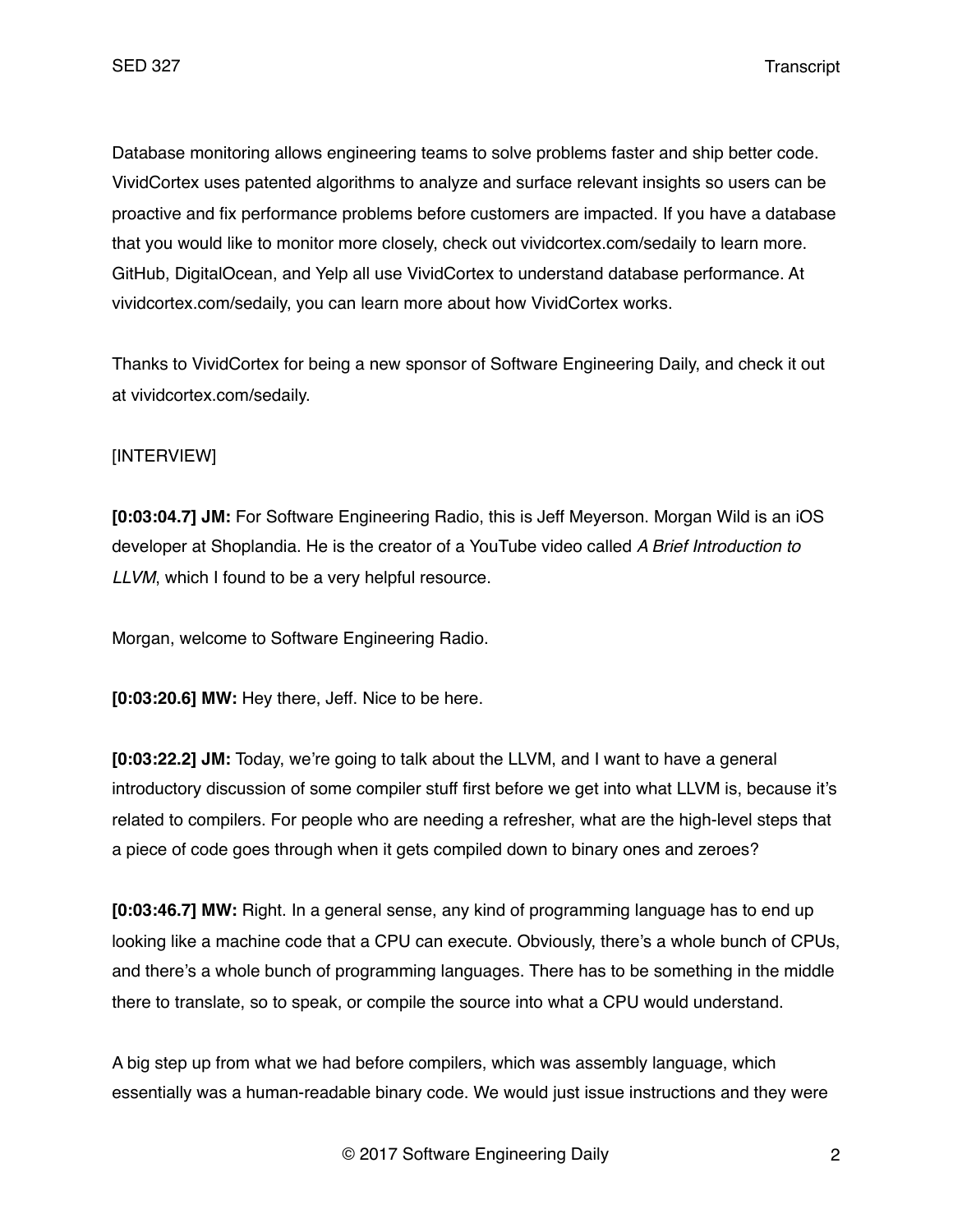Database monitoring allows engineering teams to solve problems faster and ship better code. VividCortex uses patented algorithms to analyze and surface relevant insights so users can be proactive and fix performance problems before customers are impacted. If you have a database that you would like to monitor more closely, check out vividcortex.com/sedaily to learn more. GitHub, DigitalOcean, and Yelp all use VividCortex to understand database performance. At vividcortex.com/sedaily, you can learn more about how VividCortex works.

Thanks to VividCortex for being a new sponsor of Software Engineering Daily, and check it out at vividcortex.com/sedaily.

[INTERVIEW]

**[0:03:04.7] JM:** For Software Engineering Radio, this is Jeff Meyerson. Morgan Wild is an iOS developer at Shoplandia. He is the creator of a YouTube video called *A Brief Introduction to LLVM*, which I found to be a very helpful resource.

Morgan, welcome to Software Engineering Radio.

**[0:03:20.6] MW:** Hey there, Jeff. Nice to be here.

**[0:03:22.2] JM:** Today, we're going to talk about the LLVM, and I want to have a general introductory discussion of some compiler stuff first before we get into what LLVM is, because it's related to compilers. For people who are needing a refresher, what are the high-level steps that a piece of code goes through when it gets compiled down to binary ones and zeroes?

**[0:03:46.7] MW:** Right. In a general sense, any kind of programming language has to end up looking like a machine code that a CPU can execute. Obviously, there's a whole bunch of CPUs, and there's a whole bunch of programming languages. There has to be something in the middle there to translate, so to speak, or compile the source into what a CPU would understand.

A big step up from what we had before compilers, which was assembly language, which essentially was a human-readable binary code. We would just issue instructions and they were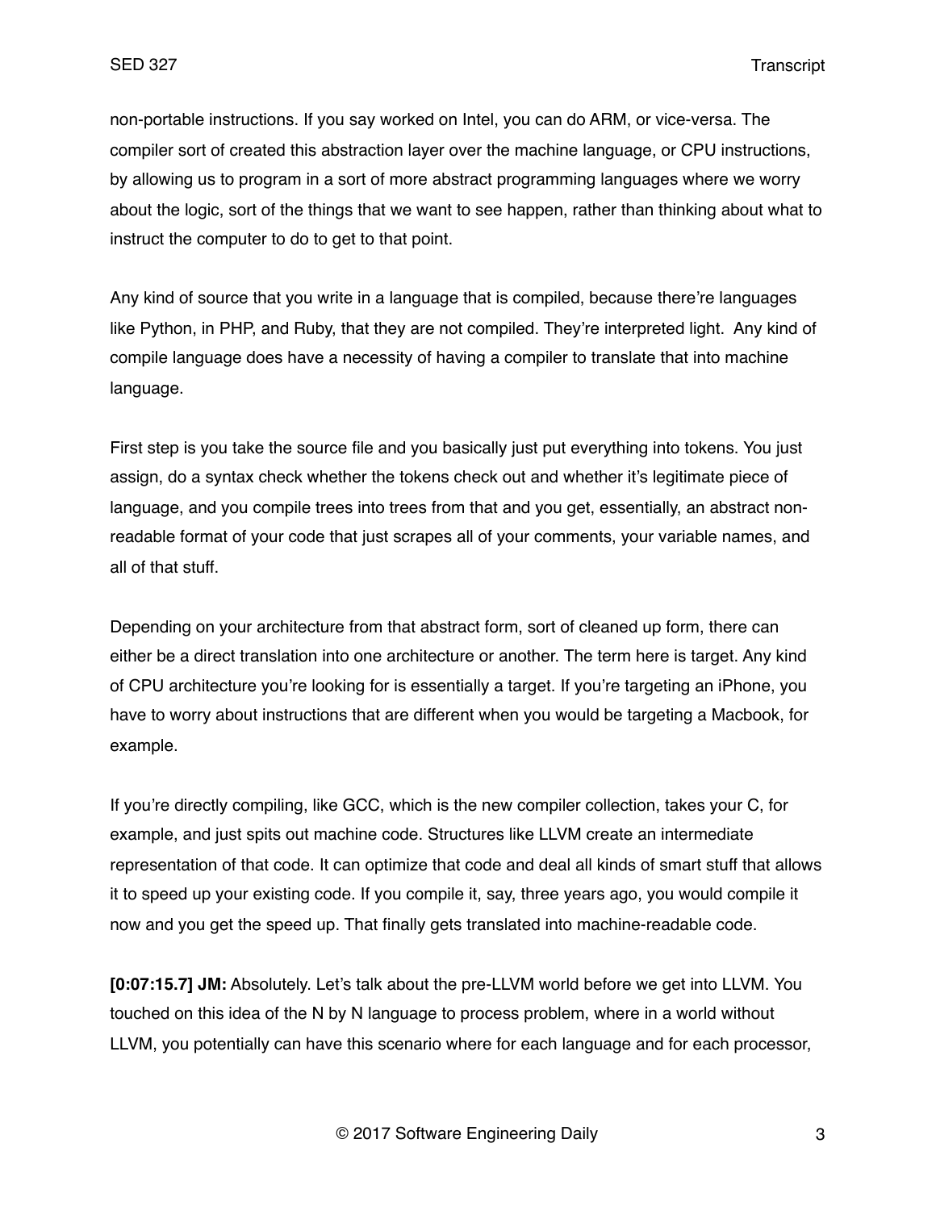non-portable instructions. If you say worked on Intel, you can do ARM, or vice-versa. The compiler sort of created this abstraction layer over the machine language, or CPU instructions, by allowing us to program in a sort of more abstract programming languages where we worry about the logic, sort of the things that we want to see happen, rather than thinking about what to instruct the computer to do to get to that point.

Any kind of source that you write in a language that is compiled, because there're languages like Python, in PHP, and Ruby, that they are not compiled. They're interpreted light.  Any kind of compile language does have a necessity of having a compiler to translate that into machine language.

First step is you take the source file and you basically just put everything into tokens. You just assign, do a syntax check whether the tokens check out and whether it's legitimate piece of language, and you compile trees into trees from that and you get, essentially, an abstract non-readable format of your code that just scrapes all of your comments, your variable names, and all of that stuff.

Depending on your architecture from that abstract form, sort of cleaned up form, there can either be a direct translation into one architecture or another. The term here is target. Any kind of CPU architecture you're looking for is essentially a target. If you're targeting an iPhone, you have to worry about instructions that are different when you would be targeting a Macbook, for example.

If you're directly compiling, like GCC, which is the new compiler collection, takes your C, for example, and just spits out machine code. Structures like LLVM create an intermediate representation of that code. It can optimize that code and deal all kinds of smart stuff that allows it to speed up your existing code. If you compile it, say, three years ago, you would compile it now and you get the speed up. That finally gets translated into machine-readable code.

**[0:07:15.7] JM:** Absolutely. Let's talk about the pre-LLVM world before we get into LLVM. You touched on this idea of the N by N language to process problem, where in a world without LLVM, you potentially can have this scenario where for each language and for each processor,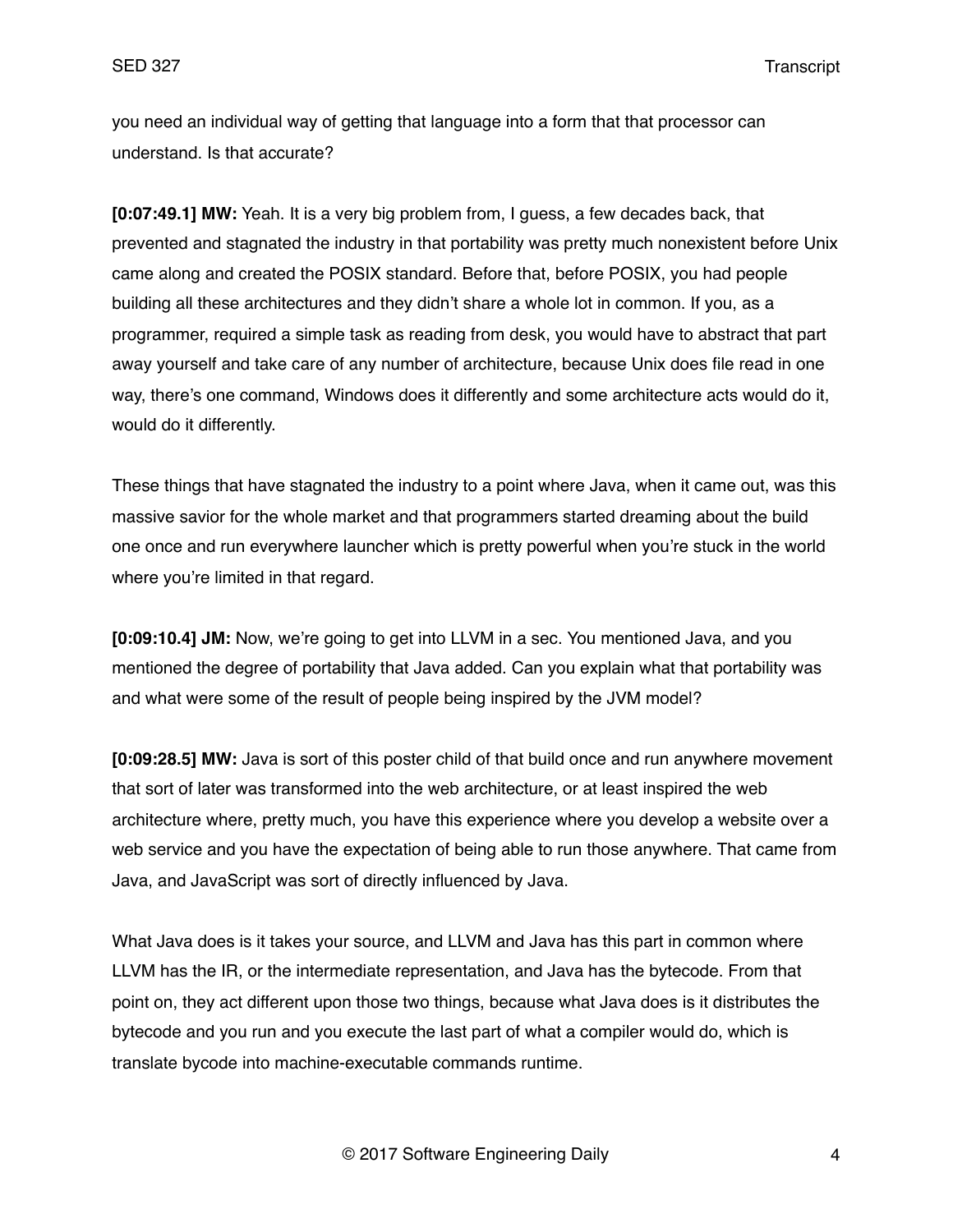you need an individual way of getting that language into a form that that processor can understand. Is that accurate?

**[0:07:49.1] MW:** Yeah. It is a very big problem from, I guess, a few decades back, that prevented and stagnated the industry in that portability was pretty much nonexistent before Unix came along and created the POSIX standard. Before that, before POSIX, you had people building all these architectures and they didn't share a whole lot in common. If you, as a programmer, required a simple task as reading from desk, you would have to abstract that part away yourself and take care of any number of architecture, because Unix does file read in one way, there's one command, Windows does it differently and some architecture acts would do it, would do it differently.

These things that have stagnated the industry to a point where Java, when it came out, was this massive savior for the whole market and that programmers started dreaming about the build one once and run everywhere launcher which is pretty powerful when you're stuck in the world where you're limited in that regard.

**[0:09:10.4] JM:** Now, we're going to get into LLVM in a sec. You mentioned Java, and you mentioned the degree of portability that Java added. Can you explain what that portability was and what were some of the result of people being inspired by the JVM model?

**[0:09:28.5] MW:** Java is sort of this poster child of that build once and run anywhere movement that sort of later was transformed into the web architecture, or at least inspired the web architecture where, pretty much, you have this experience where you develop a website over a web service and you have the expectation of being able to run those anywhere. That came from Java, and JavaScript was sort of directly influenced by Java.

What Java does is it takes your source, and LLVM and Java has this part in common where LLVM has the IR, or the intermediate representation, and Java has the bytecode. From that point on, they act different upon those two things, because what Java does is it distributes the bytecode and you run and you execute the last part of what a compiler would do, which is translate bycode into machine-executable commands runtime.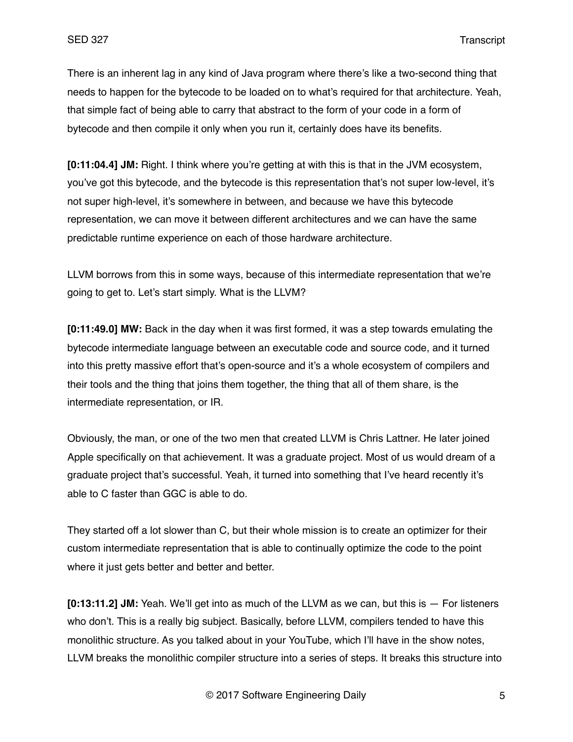There is an inherent lag in any kind of Java program where there's like a two-second thing that needs to happen for the bytecode to be loaded on to what's required for that architecture. Yeah, that simple fact of being able to carry that abstract to the form of your code in a form of bytecode and then compile it only when you run it, certainly does have its benefits.

**[0:11:04.4] JM:** Right. I think where you're getting at with this is that in the JVM ecosystem, you've got this bytecode, and the bytecode is this representation that's not super low-level, it's not super high-level, it's somewhere in between, and because we have this bytecode representation, we can move it between different architectures and we can have the same predictable runtime experience on each of those hardware architecture.

LLVM borrows from this in some ways, because of this intermediate representation that we're going to get to. Let's start simply. What is the LLVM?

**[0:11:49.0] MW:** Back in the day when it was first formed, it was a step towards emulating the bytecode intermediate language between an executable code and source code, and it turned into this pretty massive effort that's open-source and it's a whole ecosystem of compilers and their tools and the thing that joins them together, the thing that all of them share, is the intermediate representation, or IR.

Obviously, the man, or one of the two men that created LLVM is Chris Lattner. He later joined Apple specifically on that achievement. It was a graduate project. Most of us would dream of a graduate project that's successful. Yeah, it turned into something that I've heard recently it's able to C faster than GGC is able to do.

They started off a lot slower than C, but their whole mission is to create an optimizer for their custom intermediate representation that is able to continually optimize the code to the point where it just gets better and better and better.

**[0:13:11.2] JM:** Yeah. We'll get into as much of the LLVM as we can, but this is — For listeners who don't. This is a really big subject. Basically, before LLVM, compilers tended to have this monolithic structure. As you talked about in your YouTube, which I'll have in the show notes, LLVM breaks the monolithic compiler structure into a series of steps. It breaks this structure into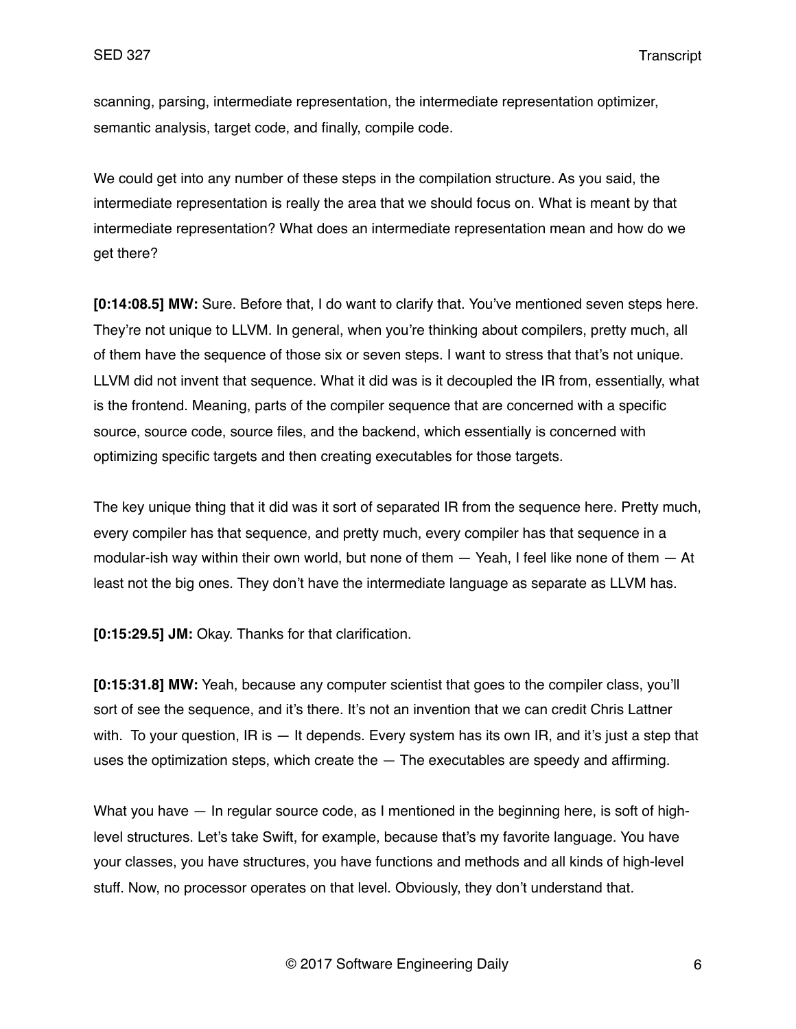scanning, parsing, intermediate representation, the intermediate representation optimizer, semantic analysis, target code, and finally, compile code.

We could get into any number of these steps in the compilation structure. As you said, the intermediate representation is really the area that we should focus on. What is meant by that intermediate representation? What does an intermediate representation mean and how do we get there?

**[0:14:08.5] MW:** Sure. Before that, I do want to clarify that. You've mentioned seven steps here. They're not unique to LLVM. In general, when you're thinking about compilers, pretty much, all of them have the sequence of those six or seven steps. I want to stress that that's not unique. LLVM did not invent that sequence. What it did was is it decoupled the IR from, essentially, what is the frontend. Meaning, parts of the compiler sequence that are concerned with a specific source, source code, source files, and the backend, which essentially is concerned with optimizing specific targets and then creating executables for those targets.

The key unique thing that it did was it sort of separated IR from the sequence here. Pretty much, every compiler has that sequence, and pretty much, every compiler has that sequence in a modular-ish way within their own world, but none of them — Yeah, I feel like none of them — At least not the big ones. They don't have the intermediate language as separate as LLVM has.

**[0:15:29.5] JM:** Okay. Thanks for that clarification.

**[0:15:31.8] MW:** Yeah, because any computer scientist that goes to the compiler class, you'll sort of see the sequence, and it's there. It's not an invention that we can credit Chris Lattner with. To your question, IR is — It depends. Every system has its own IR, and it's just a step that uses the optimization steps, which create the — The executables are speedy and affirming.

What you have — In regular source code, as I mentioned in the beginning here, is soft of high-level structures. Let's take Swift, for example, because that's my favorite language. You have your classes, you have structures, you have functions and methods and all kinds of high-level stuff. Now, no processor operates on that level. Obviously, they don't understand that.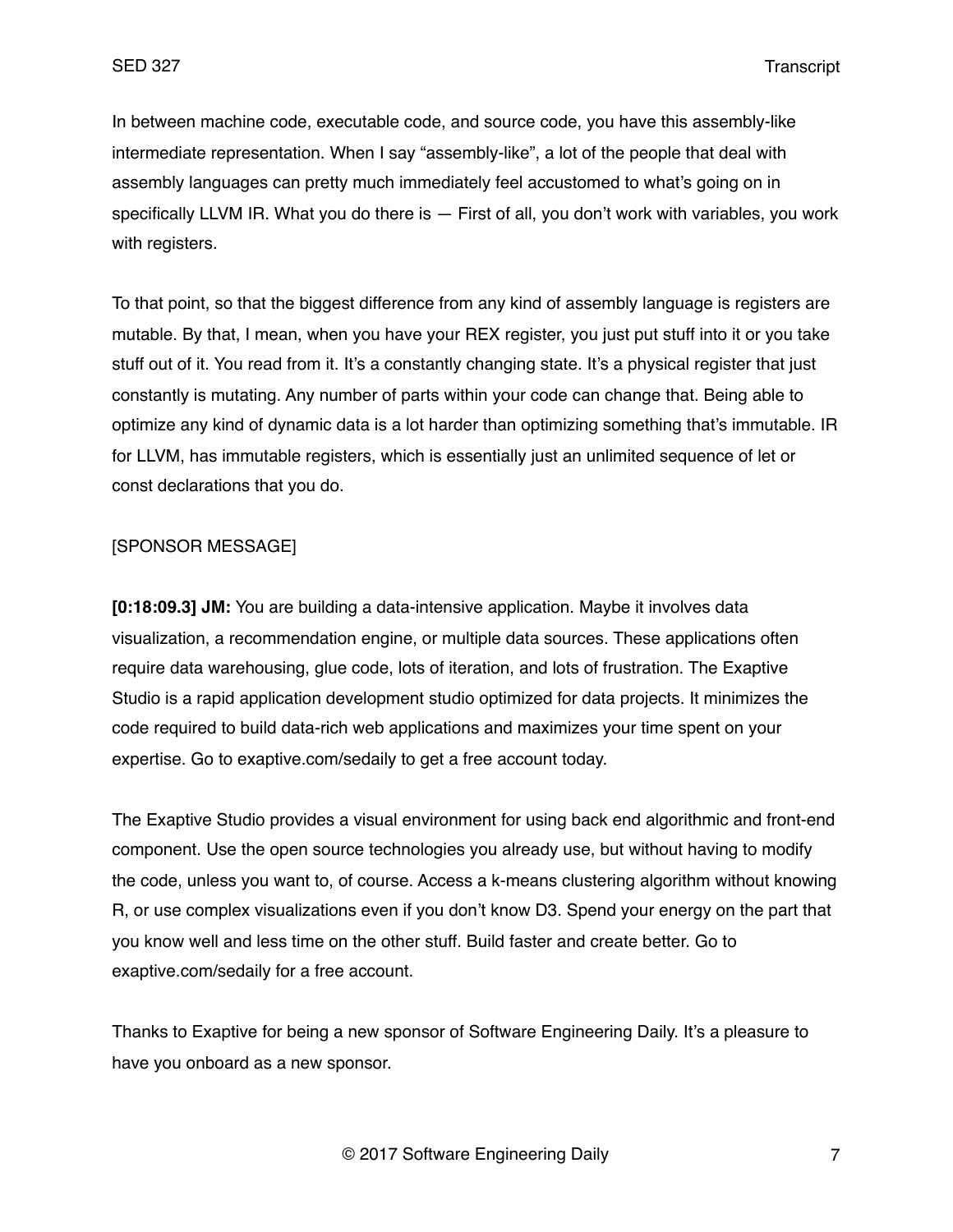In between machine code, executable code, and source code, you have this assembly-like intermediate representation. When I say "assembly-like", a lot of the people that deal with assembly languages can pretty much immediately feel accustomed to what's going on in specifically LLVM IR. What you do there is — First of all, you don't work with variables, you work with registers.

To that point, so that the biggest difference from any kind of assembly language is registers are mutable. By that, I mean, when you have your REX register, you just put stuff into it or you take stuff out of it. You read from it. It's a constantly changing state. It's a physical register that just constantly is mutating. Any number of parts within your code can change that. Being able to optimize any kind of dynamic data is a lot harder than optimizing something that's immutable. IR for LLVM, has immutable registers, which is essentially just an unlimited sequence of let or const declarations that you do.

[SPONSOR MESSAGE]

**[0:18:09.3] JM:** You are building a data-intensive application. Maybe it involves data visualization, a recommendation engine, or multiple data sources. These applications often require data warehousing, glue code, lots of iteration, and lots of frustration. The Exaptive Studio is a rapid application development studio optimized for data projects. It minimizes the code required to build data-rich web applications and maximizes your time spent on your expertise. Go to exaptive.com/sedaily to get a free account today.

The Exaptive Studio provides a visual environment for using back end algorithmic and front-end component. Use the open source technologies you already use, but without having to modify the code, unless you want to, of course. Access a k-means clustering algorithm without knowing R, or use complex visualizations even if you don't know D3. Spend your energy on the part that you know well and less time on the other stuff. Build faster and create better. Go to exaptive.com/sedaily for a free account.

Thanks to Exaptive for being a new sponsor of Software Engineering Daily. It's a pleasure to have you onboard as a new sponsor.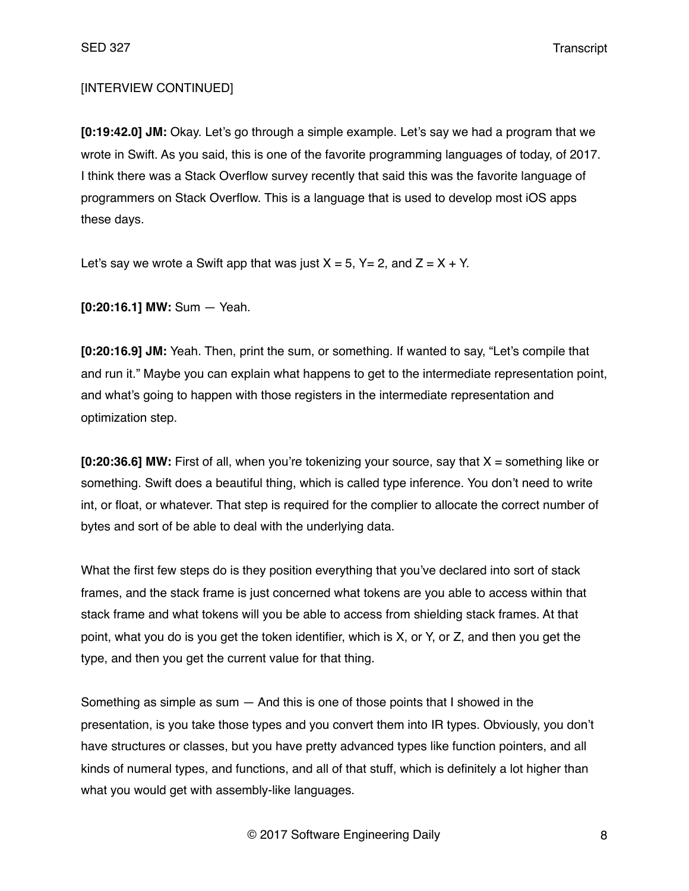[INTERVIEW CONTINUED]

**[0:19:42.0] JM:** Okay. Let's go through a simple example. Let's say we had a program that we wrote in Swift. As you said, this is one of the favorite programming languages of today, of 2017. I think there was a Stack Overflow survey recently that said this was the favorite language of programmers on Stack Overflow. This is a language that is used to develop most iOS apps these days.

Let's say we wrote a Swift app that was just X = 5, Y= 2, and Z = X + Y.

**[0:20:16.1] MW:** Sum — Yeah.

**[0:20:16.9] JM:** Yeah. Then, print the sum, or something. If wanted to say, "Let's compile that and run it." Maybe you can explain what happens to get to the intermediate representation point, and what's going to happen with those registers in the intermediate representation and optimization step.

**[0:20:36.6] MW:** First of all, when you're tokenizing your source, say that X = something like or something. Swift does a beautiful thing, which is called type inference. You don't need to write int, or float, or whatever. That step is required for the complier to allocate the correct number of bytes and sort of be able to deal with the underlying data.

What the first few steps do is they position everything that you've declared into sort of stack frames, and the stack frame is just concerned what tokens are you able to access within that stack frame and what tokens will you be able to access from shielding stack frames. At that point, what you do is you get the token identifier, which is X, or Y, or Z, and then you get the type, and then you get the current value for that thing.

Something as simple as sum — And this is one of those points that I showed in the presentation, is you take those types and you convert them into IR types. Obviously, you don't have structures or classes, but you have pretty advanced types like function pointers, and all kinds of numeral types, and functions, and all of that stuff, which is definitely a lot higher than what you would get with assembly-like languages.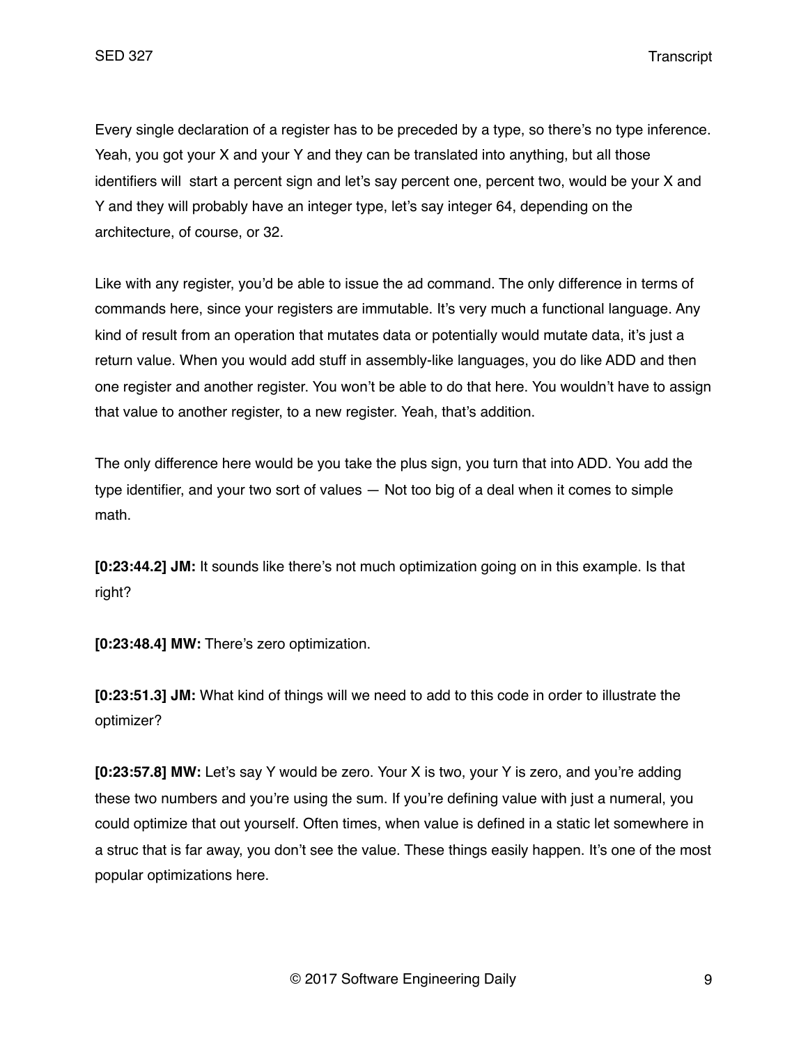Every single declaration of a register has to be preceded by a type, so there's no type inference. Yeah, you got your X and your Y and they can be translated into anything, but all those identifiers will  start a percent sign and let's say percent one, percent two, would be your X and Y and they will probably have an integer type, let's say integer 64, depending on the architecture, of course, or 32.

Like with any register, you'd be able to issue the ad command. The only difference in terms of commands here, since your registers are immutable. It's very much a functional language. Any kind of result from an operation that mutates data or potentially would mutate data, it's just a return value. When you would add stuff in assembly-like languages, you do like ADD and then one register and another register. You won't be able to do that here. You wouldn't have to assign that value to another register, to a new register. Yeah, that's addition.

The only difference here would be you take the plus sign, you turn that into ADD. You add the type identifier, and your two sort of values — Not too big of a deal when it comes to simple math.

**[0:23:44.2] JM:** It sounds like there's not much optimization going on in this example. Is that right?

**[0:23:48.4] MW:** There's zero optimization.

**[0:23:51.3] JM:** What kind of things will we need to add to this code in order to illustrate the optimizer?

**[0:23:57.8] MW:** Let's say Y would be zero. Your X is two, your Y is zero, and you're adding these two numbers and you're using the sum. If you're defining value with just a numeral, you could optimize that out yourself. Often times, when value is defined in a static let somewhere in a struc that is far away, you don't see the value. These things easily happen. It's one of the most popular optimizations here.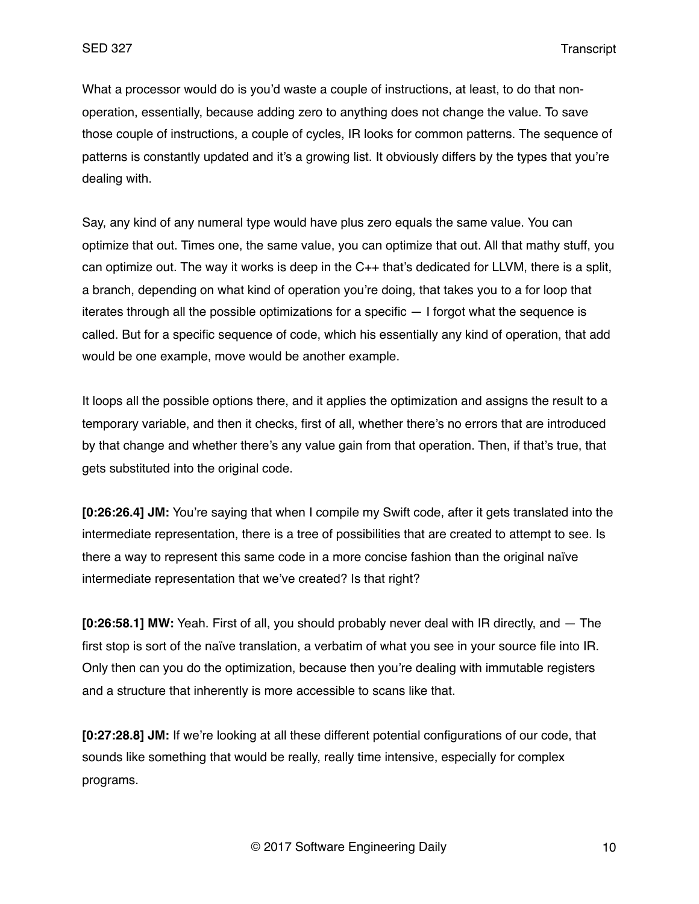What a processor would do is you'd waste a couple of instructions, at least, to do that non-operation, essentially, because adding zero to anything does not change the value. To save those couple of instructions, a couple of cycles, IR looks for common patterns. The sequence of patterns is constantly updated and it's a growing list. It obviously differs by the types that you're dealing with.

Say, any kind of any numeral type would have plus zero equals the same value. You can optimize that out. Times one, the same value, you can optimize that out. All that mathy stuff, you can optimize out. The way it works is deep in the C++ that's dedicated for LLVM, there is a split, a branch, depending on what kind of operation you're doing, that takes you to a for loop that iterates through all the possible optimizations for a specific — I forgot what the sequence is called. But for a specific sequence of code, which his essentially any kind of operation, that add would be one example, move would be another example.

It loops all the possible options there, and it applies the optimization and assigns the result to a temporary variable, and then it checks, first of all, whether there's no errors that are introduced by that change and whether there's any value gain from that operation. Then, if that's true, that gets substituted into the original code.

**[0:26:26.4] JM:** You're saying that when I compile my Swift code, after it gets translated into the intermediate representation, there is a tree of possibilities that are created to attempt to see. Is there a way to represent this same code in a more concise fashion than the original naïve intermediate representation that we've created? Is that right?

**[0:26:58.1] MW:** Yeah. First of all, you should probably never deal with IR directly, and — The first stop is sort of the naïve translation, a verbatim of what you see in your source file into IR. Only then can you do the optimization, because then you're dealing with immutable registers and a structure that inherently is more accessible to scans like that.

**[0:27:28.8] JM:** If we're looking at all these different potential configurations of our code, that sounds like something that would be really, really time intensive, especially for complex programs.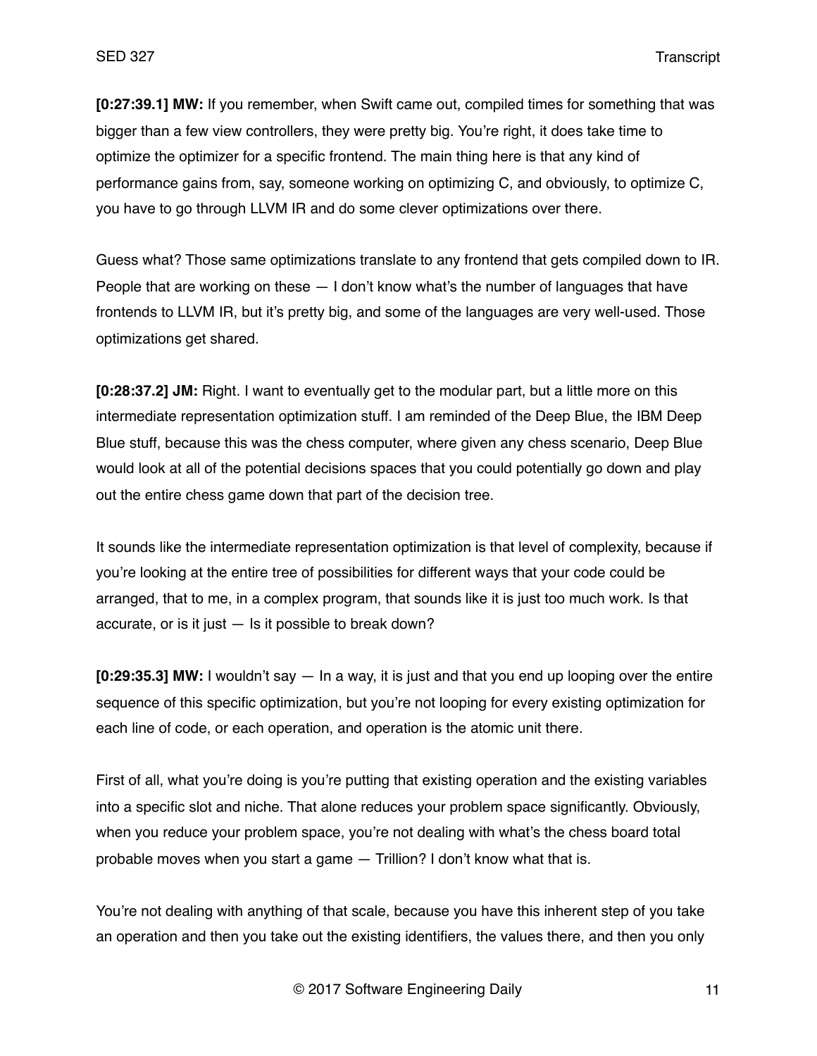**[0:27:39.1] MW:** If you remember, when Swift came out, compiled times for something that was bigger than a few view controllers, they were pretty big. You're right, it does take time to optimize the optimizer for a specific frontend. The main thing here is that any kind of performance gains from, say, someone working on optimizing C, and obviously, to optimize C, you have to go through LLVM IR and do some clever optimizations over there.

Guess what? Those same optimizations translate to any frontend that gets compiled down to IR. People that are working on these — I don't know what's the number of languages that have frontends to LLVM IR, but it's pretty big, and some of the languages are very well-used. Those optimizations get shared.

**[0:28:37.2] JM:** Right. I want to eventually get to the modular part, but a little more on this intermediate representation optimization stuff. I am reminded of the Deep Blue, the IBM Deep Blue stuff, because this was the chess computer, where given any chess scenario, Deep Blue would look at all of the potential decisions spaces that you could potentially go down and play out the entire chess game down that part of the decision tree.

It sounds like the intermediate representation optimization is that level of complexity, because if you're looking at the entire tree of possibilities for different ways that your code could be arranged, that to me, in a complex program, that sounds like it is just too much work. Is that accurate, or is it just — Is it possible to break down?

**[0:29:35.3] MW:** I wouldn't say — In a way, it is just and that you end up looping over the entire sequence of this specific optimization, but you're not looping for every existing optimization for each line of code, or each operation, and operation is the atomic unit there.

First of all, what you're doing is you're putting that existing operation and the existing variables into a specific slot and niche. That alone reduces your problem space significantly. Obviously, when you reduce your problem space, you're not dealing with what's the chess board total probable moves when you start a game — Trillion? I don't know what that is.

You're not dealing with anything of that scale, because you have this inherent step of you take an operation and then you take out the existing identifiers, the values there, and then you only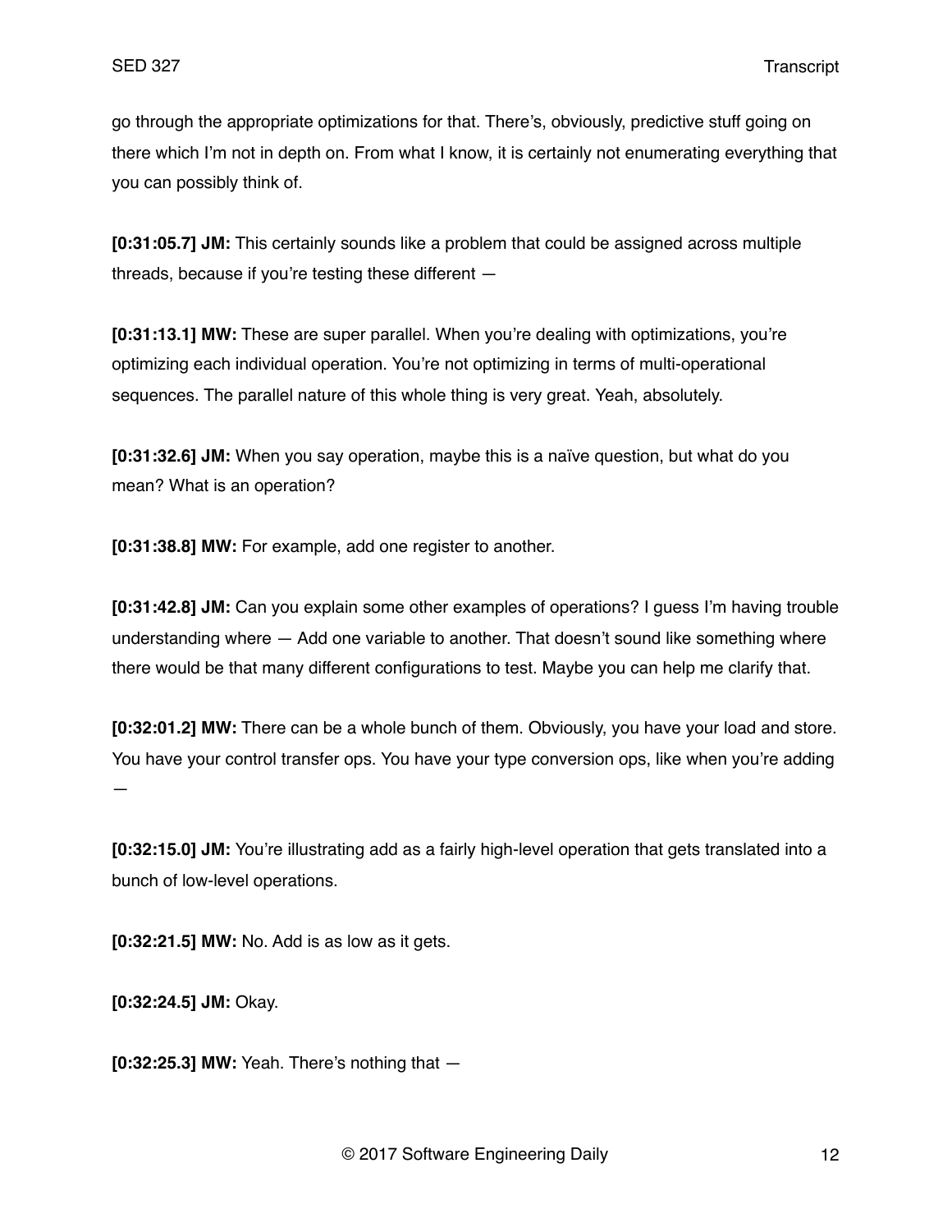go through the appropriate optimizations for that. There's, obviously, predictive stuff going on there which I'm not in depth on. From what I know, it is certainly not enumerating everything that you can possibly think of.

**[0:31:05.7] JM:** This certainly sounds like a problem that could be assigned across multiple threads, because if you're testing these different —

**[0:31:13.1] MW:** These are super parallel. When you're dealing with optimizations, you're optimizing each individual operation. You're not optimizing in terms of multi-operational sequences. The parallel nature of this whole thing is very great. Yeah, absolutely.

**[0:31:32.6] JM:** When you say operation, maybe this is a naïve question, but what do you mean? What is an operation?

**[0:31:38.8] MW:** For example, add one register to another.

**[0:31:42.8] JM:** Can you explain some other examples of operations? I guess I'm having trouble understanding where — Add one variable to another. That doesn't sound like something where there would be that many different configurations to test. Maybe you can help me clarify that.

**[0:32:01.2] MW:** There can be a whole bunch of them. Obviously, you have your load and store. You have your control transfer ops. You have your type conversion ops, like when you're adding —

**[0:32:15.0] JM:** You're illustrating add as a fairly high-level operation that gets translated into a bunch of low-level operations.

**[0:32:21.5] MW:** No. Add is as low as it gets.

**[0:32:24.5] JM:** Okay.

**[0:32:25.3] MW:** Yeah. There's nothing that —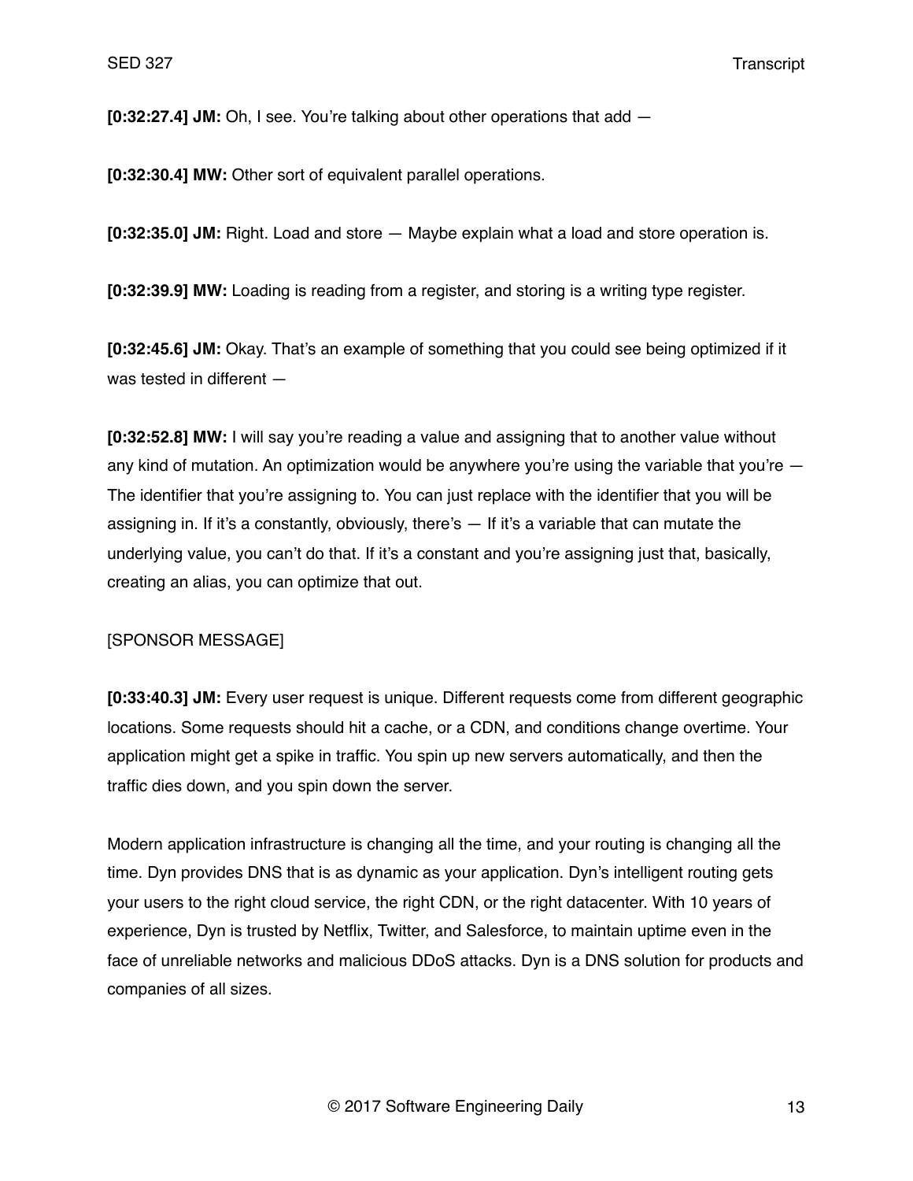**[0:32:27.4] JM:** Oh, I see. You're talking about other operations that add —

**[0:32:30.4] MW:** Other sort of equivalent parallel operations.

**[0:32:35.0] JM:** Right. Load and store — Maybe explain what a load and store operation is.

**[0:32:39.9] MW:** Loading is reading from a register, and storing is a writing type register.

**[0:32:45.6] JM:** Okay. That's an example of something that you could see being optimized if it was tested in different —

**[0:32:52.8] MW:** I will say you're reading a value and assigning that to another value without any kind of mutation. An optimization would be anywhere you're using the variable that you're — The identifier that you're assigning to. You can just replace with the identifier that you will be assigning in. If it's a constantly, obviously, there's — If it's a variable that can mutate the underlying value, you can't do that. If it's a constant and you're assigning just that, basically, creating an alias, you can optimize that out.

[SPONSOR MESSAGE]

**[0:33:40.3] JM:** Every user request is unique. Different requests come from different geographic locations. Some requests should hit a cache, or a CDN, and conditions change overtime. Your application might get a spike in traffic. You spin up new servers automatically, and then the traffic dies down, and you spin down the server.

Modern application infrastructure is changing all the time, and your routing is changing all the time. Dyn provides DNS that is as dynamic as your application. Dyn's intelligent routing gets your users to the right cloud service, the right CDN, or the right datacenter. With 10 years of experience, Dyn is trusted by Netflix, Twitter, and Salesforce, to maintain uptime even in the face of unreliable networks and malicious DDoS attacks. Dyn is a DNS solution for products and companies of all sizes.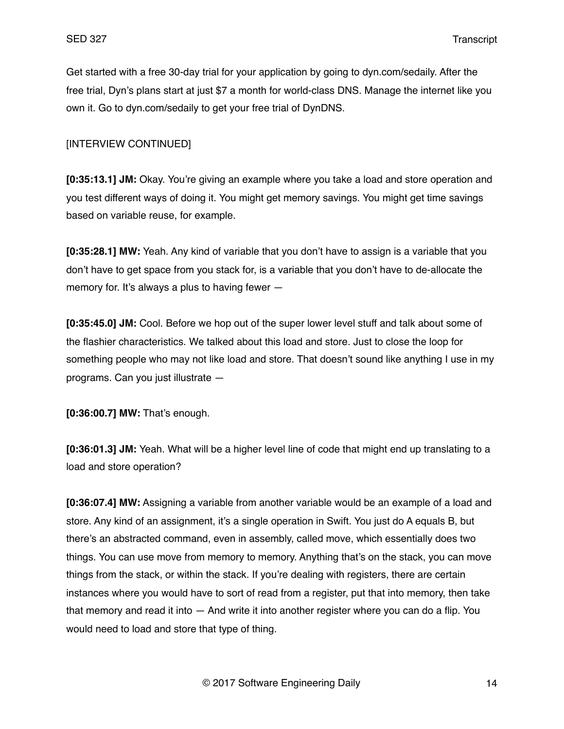Get started with a free 30-day trial for your application by going to dyn.com/sedaily. After the free trial, Dyn's plans start at just $7 a month for world-class DNS. Manage the internet like you own it. Go to dyn.com/sedaily to get your free trial of DynDNS.

[INTERVIEW CONTINUED]

**[0:35:13.1] JM:** Okay. You're giving an example where you take a load and store operation and you test different ways of doing it. You might get memory savings. You might get time savings based on variable reuse, for example.

**[0:35:28.1] MW:** Yeah. Any kind of variable that you don't have to assign is a variable that you don't have to get space from you stack for, is a variable that you don't have to de-allocate the memory for. It's always a plus to having fewer —

**[0:35:45.0] JM:** Cool. Before we hop out of the super lower level stuff and talk about some of the flashier characteristics. We talked about this load and store. Just to close the loop for something people who may not like load and store. That doesn't sound like anything I use in my programs. Can you just illustrate —

**[0:36:00.7] MW:** That's enough.

**[0:36:01.3] JM:** Yeah. What will be a higher level line of code that might end up translating to a load and store operation?

**[0:36:07.4] MW:** Assigning a variable from another variable would be an example of a load and store. Any kind of an assignment, it's a single operation in Swift. You just do A equals B, but there's an abstracted command, even in assembly, called move, which essentially does two things. You can use move from memory to memory. Anything that's on the stack, you can move things from the stack, or within the stack. If you're dealing with registers, there are certain instances where you would have to sort of read from a register, put that into memory, then take that memory and read it into — And write it into another register where you can do a flip. You would need to load and store that type of thing.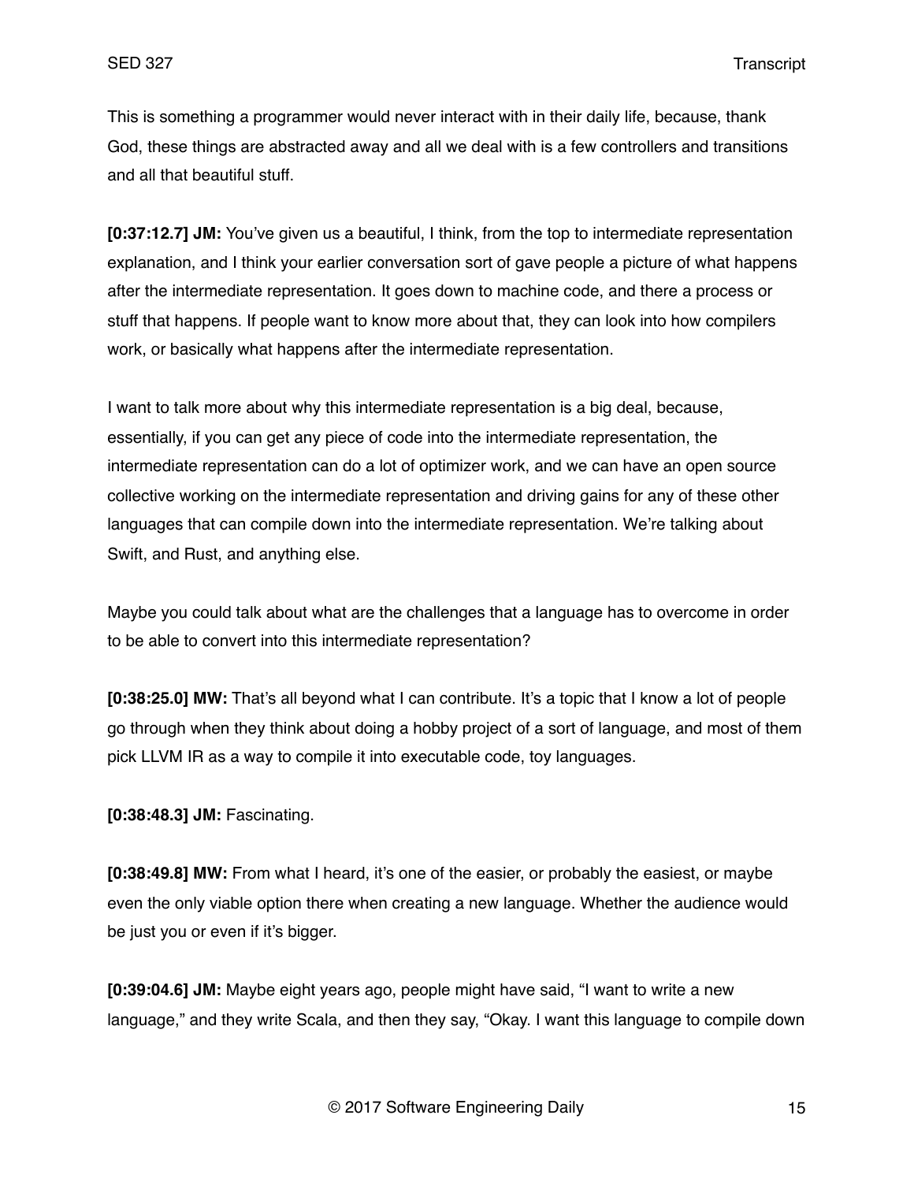This is something a programmer would never interact with in their daily life, because, thank God, these things are abstracted away and all we deal with is a few controllers and transitions and all that beautiful stuff.

**[0:37:12.7] JM:** You've given us a beautiful, I think, from the top to intermediate representation explanation, and I think your earlier conversation sort of gave people a picture of what happens after the intermediate representation. It goes down to machine code, and there a process or stuff that happens. If people want to know more about that, they can look into how compilers work, or basically what happens after the intermediate representation.

I want to talk more about why this intermediate representation is a big deal, because, essentially, if you can get any piece of code into the intermediate representation, the intermediate representation can do a lot of optimizer work, and we can have an open source collective working on the intermediate representation and driving gains for any of these other languages that can compile down into the intermediate representation. We're talking about Swift, and Rust, and anything else.

Maybe you could talk about what are the challenges that a language has to overcome in order to be able to convert into this intermediate representation?

**[0:38:25.0] MW:** That's all beyond what I can contribute. It's a topic that I know a lot of people go through when they think about doing a hobby project of a sort of language, and most of them pick LLVM IR as a way to compile it into executable code, toy languages.

**[0:38:48.3] JM:** Fascinating.

**[0:38:49.8] MW:** From what I heard, it's one of the easier, or probably the easiest, or maybe even the only viable option there when creating a new language. Whether the audience would be just you or even if it's bigger.

**[0:39:04.6] JM:** Maybe eight years ago, people might have said, "I want to write a new language," and they write Scala, and then they say, "Okay. I want this language to compile down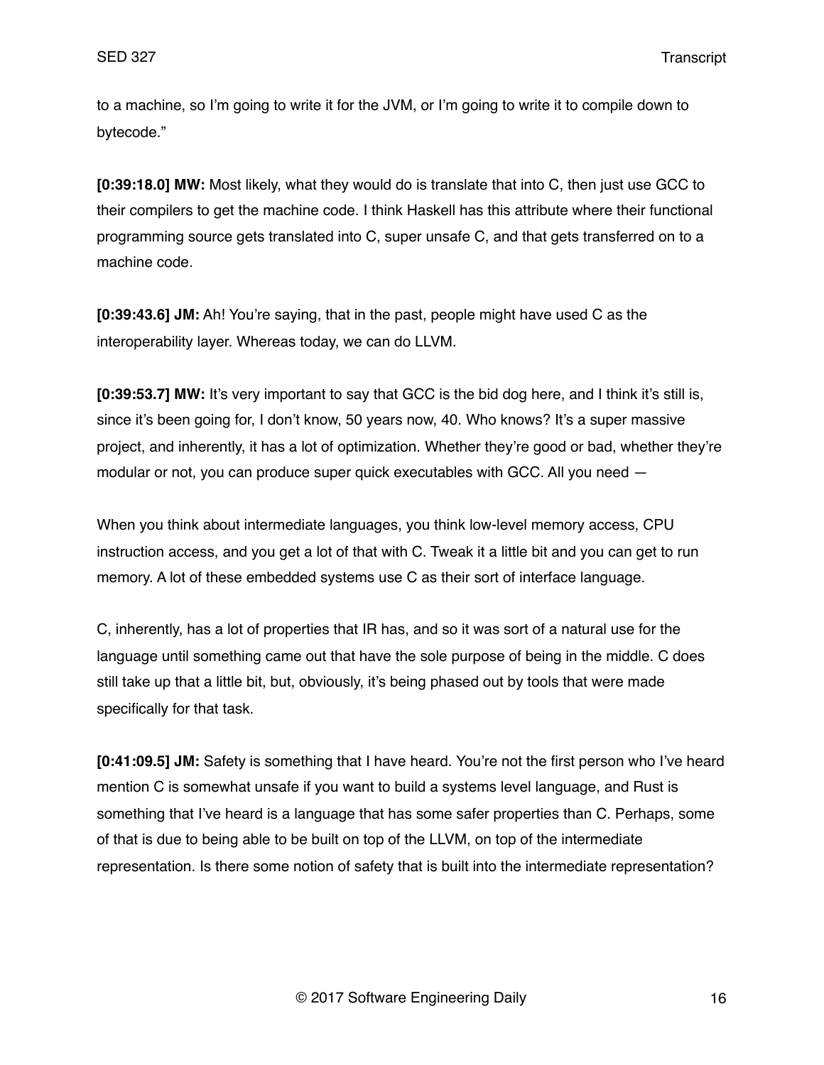to a machine, so I'm going to write it for the JVM, or I'm going to write it to compile down to bytecode."

**[0:39:18.0] MW:** Most likely, what they would do is translate that into C, then just use GCC to their compilers to get the machine code. I think Haskell has this attribute where their functional programming source gets translated into C, super unsafe C, and that gets transferred on to a machine code.

**[0:39:43.6] JM:** Ah! You're saying, that in the past, people might have used C as the interoperability layer. Whereas today, we can do LLVM.

**[0:39:53.7] MW:** It's very important to say that GCC is the bid dog here, and I think it's still is, since it's been going for, I don't know, 50 years now, 40. Who knows? It's a super massive project, and inherently, it has a lot of optimization. Whether they're good or bad, whether they're modular or not, you can produce super quick executables with GCC. All you need —

When you think about intermediate languages, you think low-level memory access, CPU instruction access, and you get a lot of that with C. Tweak it a little bit and you can get to run memory. A lot of these embedded systems use C as their sort of interface language.

C, inherently, has a lot of properties that IR has, and so it was sort of a natural use for the language until something came out that have the sole purpose of being in the middle. C does still take up that a little bit, but, obviously, it's being phased out by tools that were made specifically for that task.

**[0:41:09.5] JM:** Safety is something that I have heard. You're not the first person who I've heard mention C is somewhat unsafe if you want to build a systems level language, and Rust is something that I've heard is a language that has some safer properties than C. Perhaps, some of that is due to being able to be built on top of the LLVM, on top of the intermediate representation. Is there some notion of safety that is built into the intermediate representation?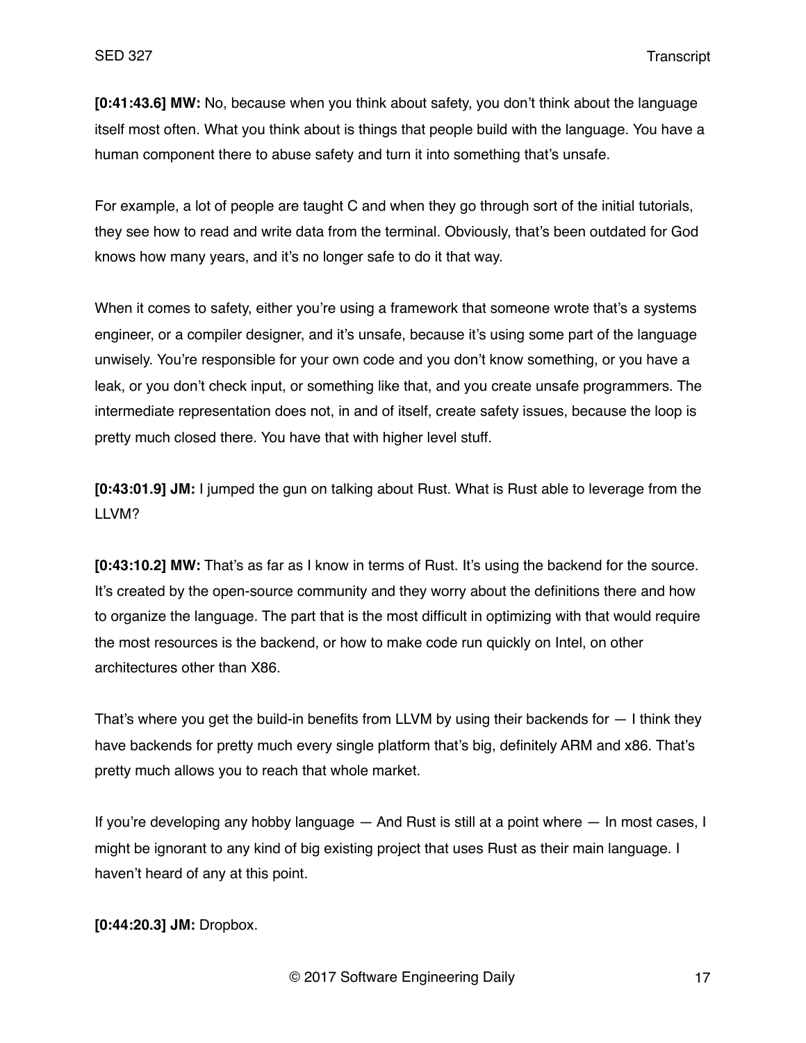**[0:41:43.6] MW:** No, because when you think about safety, you don't think about the language itself most often. What you think about is things that people build with the language. You have a human component there to abuse safety and turn it into something that's unsafe.

For example, a lot of people are taught C and when they go through sort of the initial tutorials, they see how to read and write data from the terminal. Obviously, that's been outdated for God knows how many years, and it's no longer safe to do it that way.

When it comes to safety, either you're using a framework that someone wrote that's a systems engineer, or a compiler designer, and it's unsafe, because it's using some part of the language unwisely. You're responsible for your own code and you don't know something, or you have a leak, or you don't check input, or something like that, and you create unsafe programmers. The intermediate representation does not, in and of itself, create safety issues, because the loop is pretty much closed there. You have that with higher level stuff.

**[0:43:01.9] JM:** I jumped the gun on talking about Rust. What is Rust able to leverage from the LLVM?

**[0:43:10.2] MW:** That's as far as I know in terms of Rust. It's using the backend for the source. It's created by the open-source community and they worry about the definitions there and how to organize the language. The part that is the most difficult in optimizing with that would require the most resources is the backend, or how to make code run quickly on Intel, on other architectures other than X86.

That's where you get the build-in benefits from LLVM by using their backends for — I think they have backends for pretty much every single platform that's big, definitely ARM and x86. That's pretty much allows you to reach that whole market.

If you're developing any hobby language — And Rust is still at a point where — In most cases, I might be ignorant to any kind of big existing project that uses Rust as their main language. I haven't heard of any at this point.

**[0:44:20.3] JM:** Dropbox.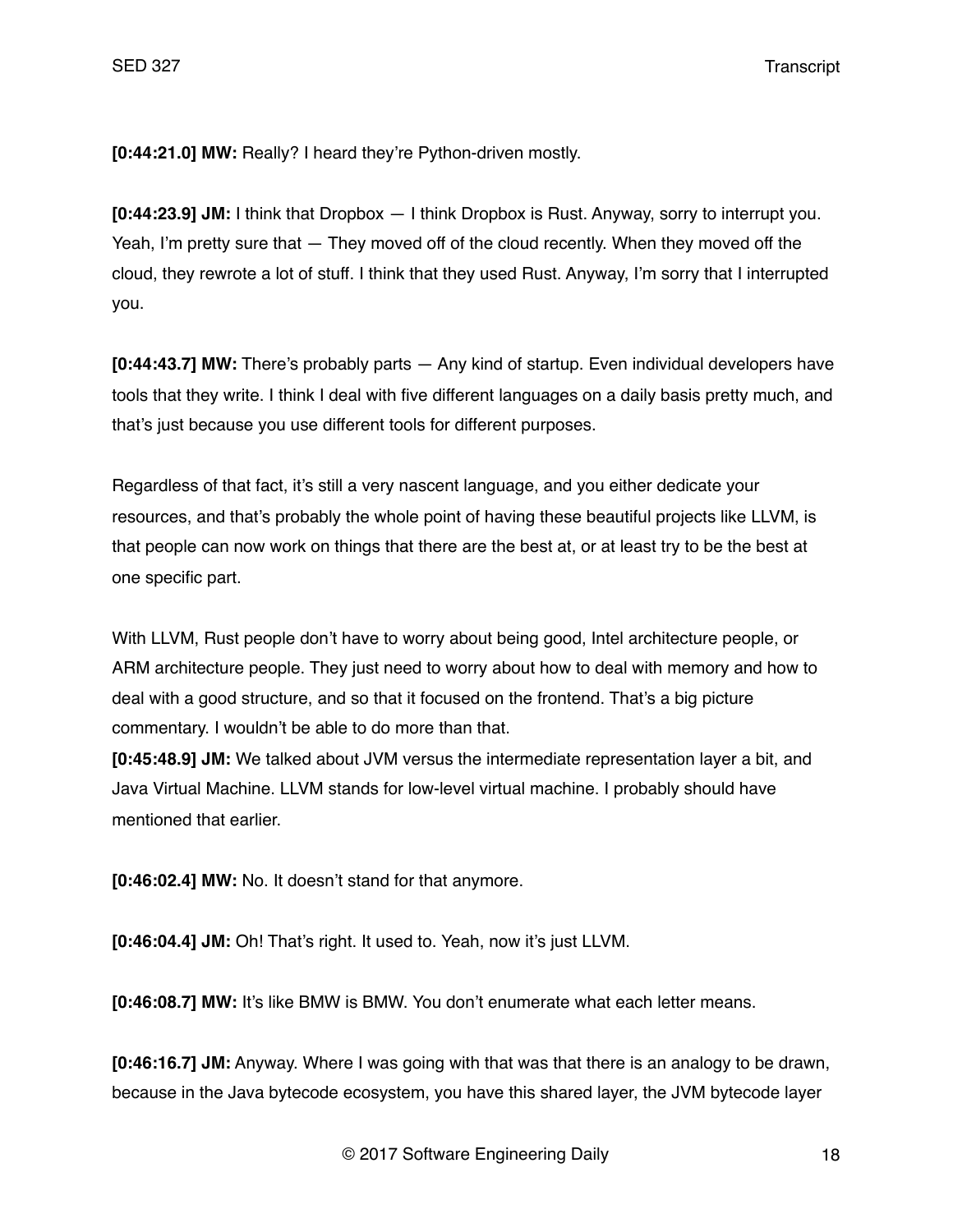**[0:44:21.0] MW:** Really? I heard they're Python-driven mostly.

**[0:44:23.9] JM:** I think that Dropbox — I think Dropbox is Rust. Anyway, sorry to interrupt you. Yeah, I'm pretty sure that — They moved off of the cloud recently. When they moved off the cloud, they rewrote a lot of stuff. I think that they used Rust. Anyway, I'm sorry that I interrupted you.

**[0:44:43.7] MW:** There's probably parts — Any kind of startup. Even individual developers have tools that they write. I think I deal with five different languages on a daily basis pretty much, and that's just because you use different tools for different purposes.

Regardless of that fact, it's still a very nascent language, and you either dedicate your resources, and that's probably the whole point of having these beautiful projects like LLVM, is that people can now work on things that there are the best at, or at least try to be the best at one specific part.

With LLVM, Rust people don't have to worry about being good, Intel architecture people, or ARM architecture people. They just need to worry about how to deal with memory and how to deal with a good structure, and so that it focused on the frontend. That's a big picture commentary. I wouldn't be able to do more than that.

**[0:45:48.9] JM:** We talked about JVM versus the intermediate representation layer a bit, and Java Virtual Machine. LLVM stands for low-level virtual machine. I probably should have mentioned that earlier.

**[0:46:02.4] MW:** No. It doesn't stand for that anymore.

**[0:46:04.4] JM:** Oh! That's right. It used to. Yeah, now it's just LLVM.

**[0:46:08.7] MW:** It's like BMW is BMW. You don't enumerate what each letter means.

**[0:46:16.7] JM:** Anyway. Where I was going with that was that there is an analogy to be drawn, because in the Java bytecode ecosystem, you have this shared layer, the JVM bytecode layer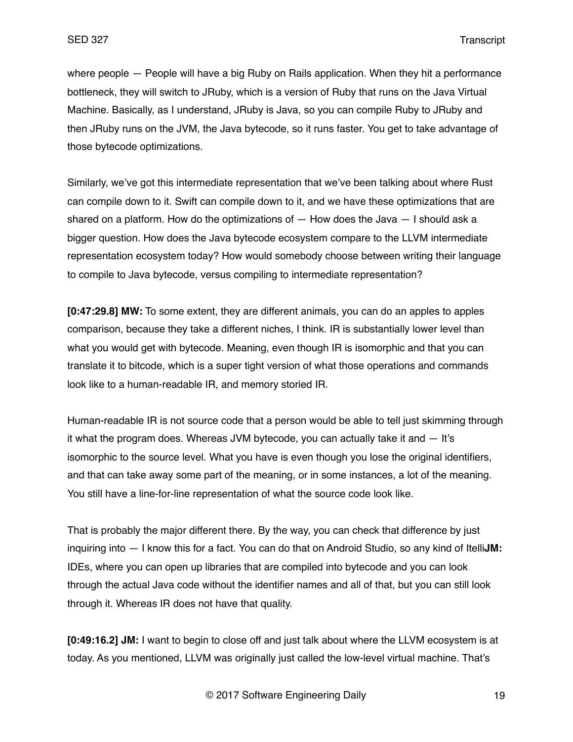where people — People will have a big Ruby on Rails application. When they hit a performance bottleneck, they will switch to JRuby, which is a version of Ruby that runs on the Java Virtual Machine. Basically, as I understand, JRuby is Java, so you can compile Ruby to JRuby and then JRuby runs on the JVM, the Java bytecode, so it runs faster. You get to take advantage of those bytecode optimizations.

Similarly, we've got this intermediate representation that we've been talking about where Rust can compile down to it. Swift can compile down to it, and we have these optimizations that are shared on a platform. How do the optimizations of — How does the Java — I should ask a bigger question. How does the Java bytecode ecosystem compare to the LLVM intermediate representation ecosystem today? How would somebody choose between writing their language to compile to Java bytecode, versus compiling to intermediate representation?

**[0:47:29.8] MW:** To some extent, they are different animals, you can do an apples to apples comparison, because they take a different niches, I think. IR is substantially lower level than what you would get with bytecode. Meaning, even though IR is isomorphic and that you can translate it to bitcode, which is a super tight version of what those operations and commands look like to a human-readable IR, and memory storied IR.

Human-readable IR is not source code that a person would be able to tell just skimming through it what the program does. Whereas JVM bytecode, you can actually take it and — It's isomorphic to the source level. What you have is even though you lose the original identifiers, and that can take away some part of the meaning, or in some instances, a lot of the meaning. You still have a line-for-line representation of what the source code look like.

That is probably the major different there. By the way, you can check that difference by just inquiring into — I know this for a fact. You can do that on Android Studio, so any kind of Itelli**JM:** IDEs, where you can open up libraries that are compiled into bytecode and you can look through the actual Java code without the identifier names and all of that, but you can still look through it. Whereas IR does not have that quality.

**[0:49:16.2] JM:** I want to begin to close off and just talk about where the LLVM ecosystem is at today. As you mentioned, LLVM was originally just called the low-level virtual machine. That's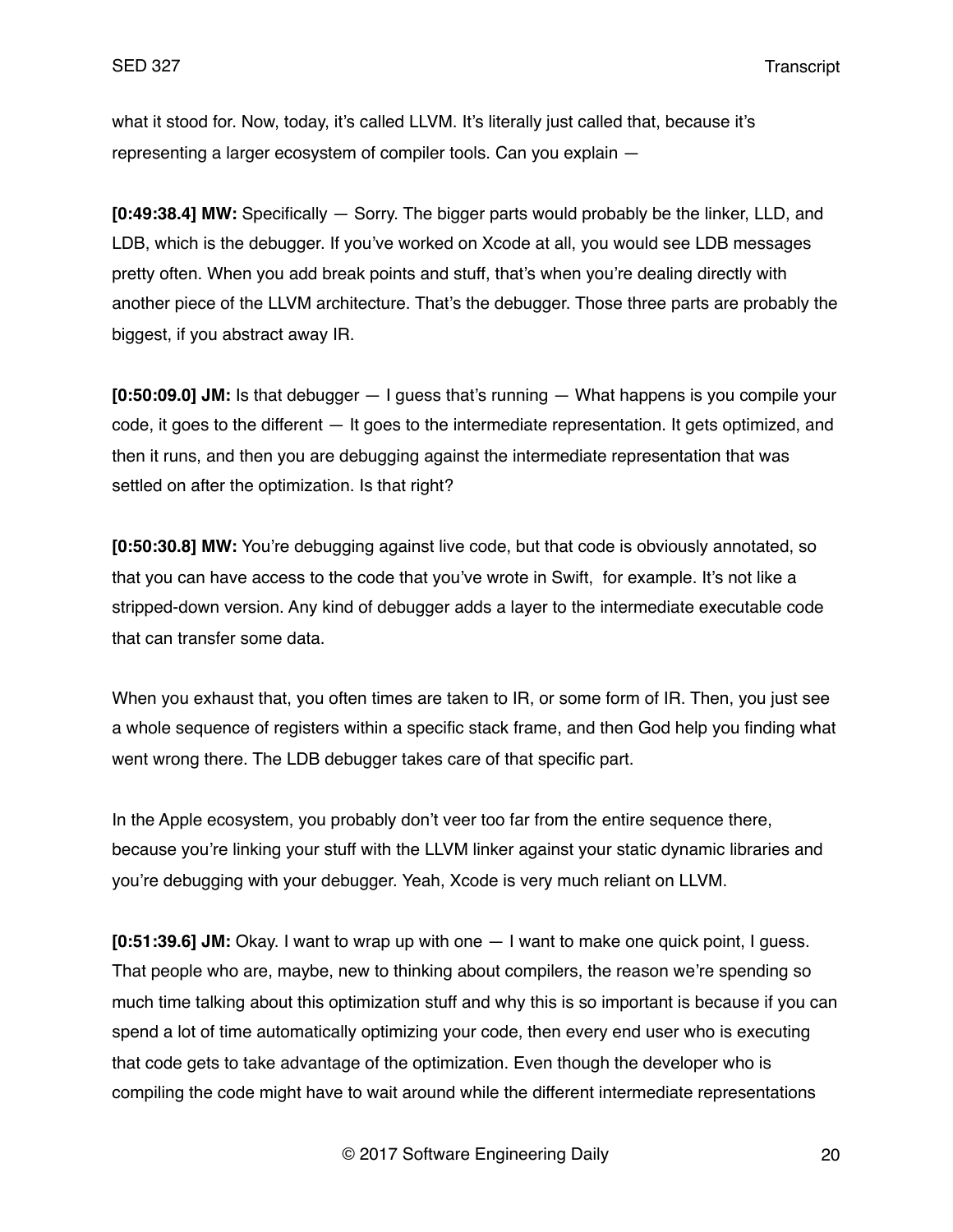what it stood for. Now, today, it's called LLVM. It's literally just called that, because it's representing a larger ecosystem of compiler tools. Can you explain —

**[0:49:38.4] MW:** Specifically — Sorry. The bigger parts would probably be the linker, LLD, and LDB, which is the debugger. If you've worked on Xcode at all, you would see LDB messages pretty often. When you add break points and stuff, that's when you're dealing directly with another piece of the LLVM architecture. That's the debugger. Those three parts are probably the biggest, if you abstract away IR.

**[0:50:09.0] JM:** Is that debugger — I guess that's running — What happens is you compile your code, it goes to the different — It goes to the intermediate representation. It gets optimized, and then it runs, and then you are debugging against the intermediate representation that was settled on after the optimization. Is that right?

**[0:50:30.8] MW:** You're debugging against live code, but that code is obviously annotated, so that you can have access to the code that you've wrote in Swift, for example. It's not like a stripped-down version. Any kind of debugger adds a layer to the intermediate executable code that can transfer some data.

When you exhaust that, you often times are taken to IR, or some form of IR. Then, you just see a whole sequence of registers within a specific stack frame, and then God help you finding what went wrong there. The LDB debugger takes care of that specific part.

In the Apple ecosystem, you probably don't veer too far from the entire sequence there, because you're linking your stuff with the LLVM linker against your static dynamic libraries and you're debugging with your debugger. Yeah, Xcode is very much reliant on LLVM.

**[0:51:39.6] JM:** Okay. I want to wrap up with one — I want to make one quick point, I guess. That people who are, maybe, new to thinking about compilers, the reason we're spending so much time talking about this optimization stuff and why this is so important is because if you can spend a lot of time automatically optimizing your code, then every end user who is executing that code gets to take advantage of the optimization. Even though the developer who is compiling the code might have to wait around while the different intermediate representations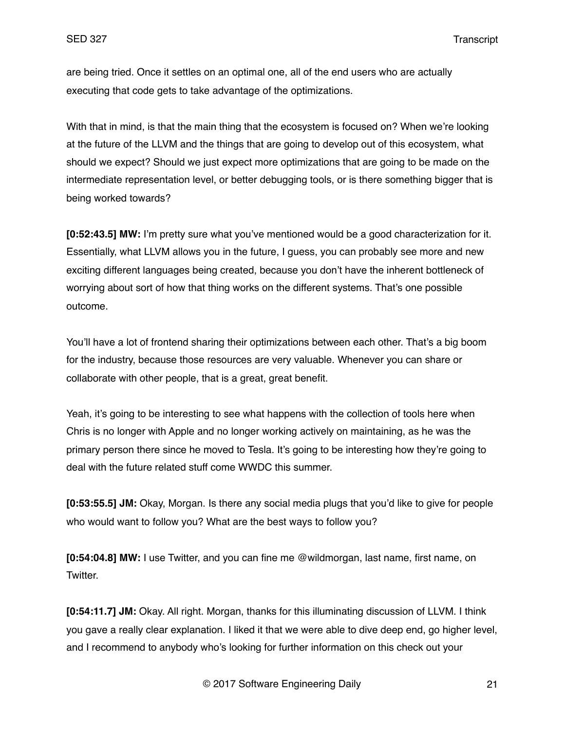are being tried. Once it settles on an optimal one, all of the end users who are actually executing that code gets to take advantage of the optimizations.

With that in mind, is that the main thing that the ecosystem is focused on? When we're looking at the future of the LLVM and the things that are going to develop out of this ecosystem, what should we expect? Should we just expect more optimizations that are going to be made on the intermediate representation level, or better debugging tools, or is there something bigger that is being worked towards?

**[0:52:43.5] MW:** I'm pretty sure what you've mentioned would be a good characterization for it. Essentially, what LLVM allows you in the future, I guess, you can probably see more and new exciting different languages being created, because you don't have the inherent bottleneck of worrying about sort of how that thing works on the different systems. That's one possible outcome.

You'll have a lot of frontend sharing their optimizations between each other. That's a big boom for the industry, because those resources are very valuable. Whenever you can share or collaborate with other people, that is a great, great benefit.

Yeah, it's going to be interesting to see what happens with the collection of tools here when Chris is no longer with Apple and no longer working actively on maintaining, as he was the primary person there since he moved to Tesla. It's going to be interesting how they're going to deal with the future related stuff come WWDC this summer.

**[0:53:55.5] JM:** Okay, Morgan. Is there any social media plugs that you'd like to give for people who would want to follow you? What are the best ways to follow you?

**[0:54:04.8] MW:** I use Twitter, and you can fine me @wildmorgan, last name, first name, on Twitter.

**[0:54:11.7] JM:** Okay. All right. Morgan, thanks for this illuminating discussion of LLVM. I think you gave a really clear explanation. I liked it that we were able to dive deep end, go higher level, and I recommend to anybody who's looking for further information on this check out your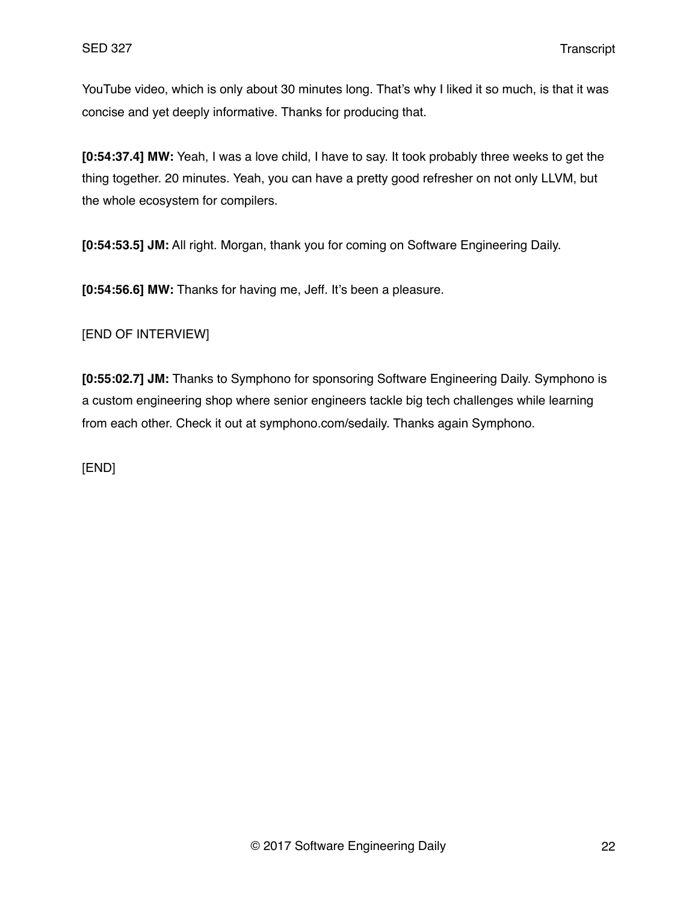YouTube video, which is only about 30 minutes long. That's why I liked it so much, is that it was concise and yet deeply informative. Thanks for producing that.

**[0:54:37.4] MW:** Yeah, I was a love child, I have to say. It took probably three weeks to get the thing together. 20 minutes. Yeah, you can have a pretty good refresher on not only LLVM, but the whole ecosystem for compilers.

**[0:54:53.5] JM:** All right. Morgan, thank you for coming on Software Engineering Daily.

**[0:54:56.6] MW:** Thanks for having me, Jeff. It's been a pleasure.

[END OF INTERVIEW]

**[0:55:02.7] JM:** Thanks to Symphono for sponsoring Software Engineering Daily. Symphono is a custom engineering shop where senior engineers tackle big tech challenges while learning from each other. Check it out at symphono.com/sedaily. Thanks again Symphono.

[END]

© 2017 Software Engineering Daily